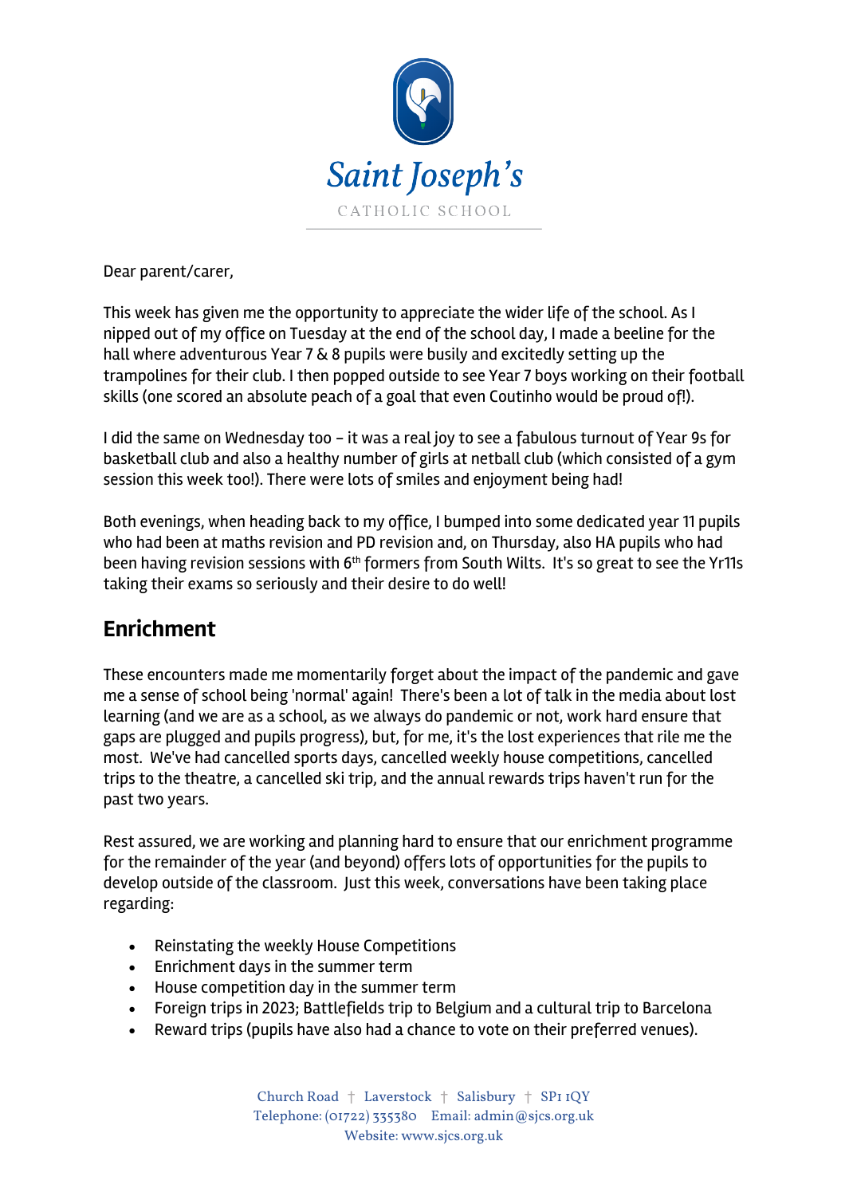Saint Joseph's

CATHOLIC SCHOOL

Dear parent/carer,

This week has given me the opportunity to appreciate the wider life of the school. As I nipped out of my office on Tuesday at the end of the school day, I made a beeline for the hall where adventurous Year 7 & 8 pupils were busily and excitedly setting up the trampolines for their club. I then popped outside to see Year 7 boys working on their football skills (one scored an absolute peach of a goal that even Coutinho would be proud of!).

I did the same on Wednesday too – it was a real joy to see a fabulous turnout of Year 9s for basketball club and also a healthy number of girls at netball club (which consisted of a gym session this week too!). There were lots of smiles and enjoyment being had!

Both evenings, when heading back to my office, I bumped into some dedicated year 11 pupils who had been at maths revision and PD revision and, on Thursday, also HA pupils who had been having revision sessions with 6th formers from South Wilts. It's so great to see the Yr11s taking their exams so seriously and their desire to do well!

## Enrichment

These encounters made me momentarily forget about the impact of the pandemic and gave me a sense of school being 'normal' again! There's been a lot of talk in the media about lost learning (and we are as a school, as we always do pandemic or not, work hard ensure that gaps are plugged and pupils progress), but, for me, it's the lost experiences that rile me the most. We've had cancelled sports days, cancelled weekly house competitions, cancelled trips to the theatre, a cancelled ski trip, and the annual rewards trips haven't run for the past two years.

Rest assured, we are working and planning hard to ensure that our enrichment programme for the remainder of the year (and beyond) offers lots of opportunities for the pupils to develop outside of the classroom. Just this week, conversations have been taking place regarding:

- Reinstating the weekly House Competitions
- Enrichment days in the summer term
- House competition day in the summer term
- Foreign trips in 2023; Battlefields trip to Belgium and a cultural trip to Barcelona
- Reward trips (pupils have also had a chance to vote on their preferred venues).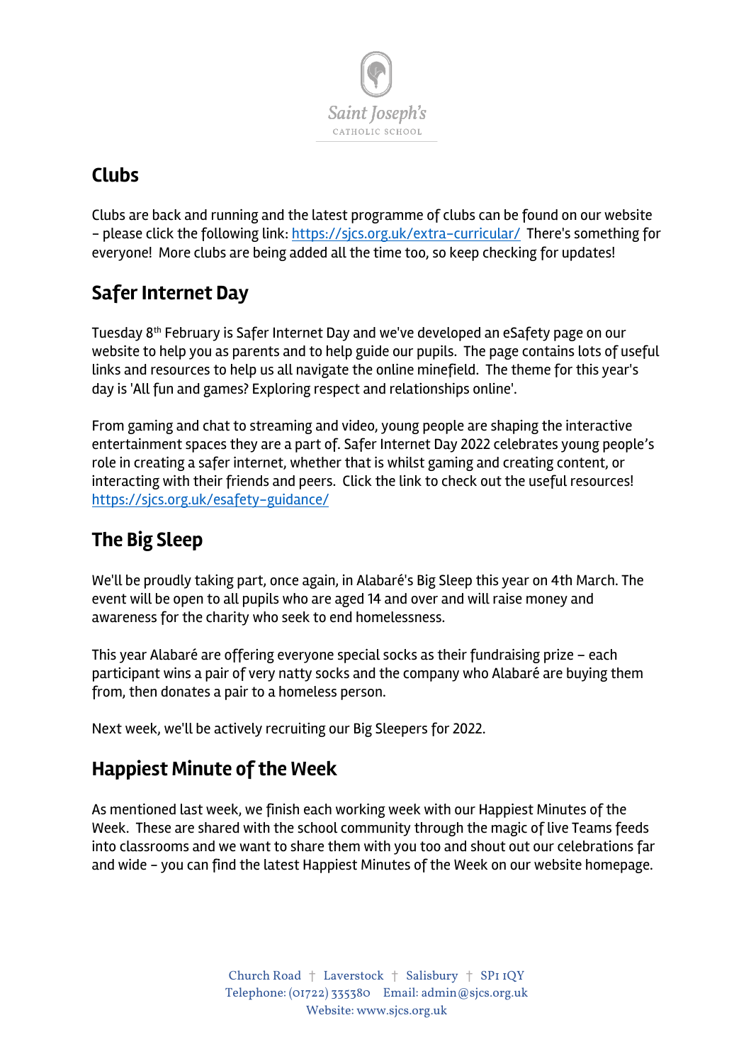## Clubs

Clubs are back and running and the latest programme of clubs can be found on our website – please click the following link: https://sjcs.org.uk/extra-curricular/ There's something for everyone! More clubs are being added all the time too, so keep checking for updates!

## Safer Internet Day

Tuesday 8th February is Safer Internet Day and we've developed an eSafety page on our website to help you as parents and to help guide our pupils. The page contains lots of useful links and resources to help us all navigate the online minefield. The theme for this year's day is 'All fun and games? Exploring respect and relationships online'.

From gaming and chat to streaming and video, young people are shaping the interactive entertainment spaces they are a part of. Safer Internet Day 2022 celebrates young people's role in creating a safer internet, whether that is whilst gaming and creating content, or interacting with their friends and peers. Click the link to check out the useful resources! https://sjcs.org.uk/esafety-guidance/

## The Big Sleep

We'll be proudly taking part, once again, in Alabaré's Big Sleep this year on 4th March. The event will be open to all pupils who are aged 14 and over and will raise money and awareness for the charity who seek to end homelessness.

This year Alabaré are offering everyone special socks as their fundraising prize – each participant wins a pair of very natty socks and the company who Alabaré are buying them from, then donates a pair to a homeless person.

Next week, we'll be actively recruiting our Big Sleepers for 2022.

## Happiest Minute of the Week

As mentioned last week, we finish each working week with our Happiest Minutes of the Week. These are shared with the school community through the magic of live Teams feeds into classrooms and we want to share them with you too and shout out our celebrations far and wide – you can find the latest Happiest Minutes of the Week on our website homepage.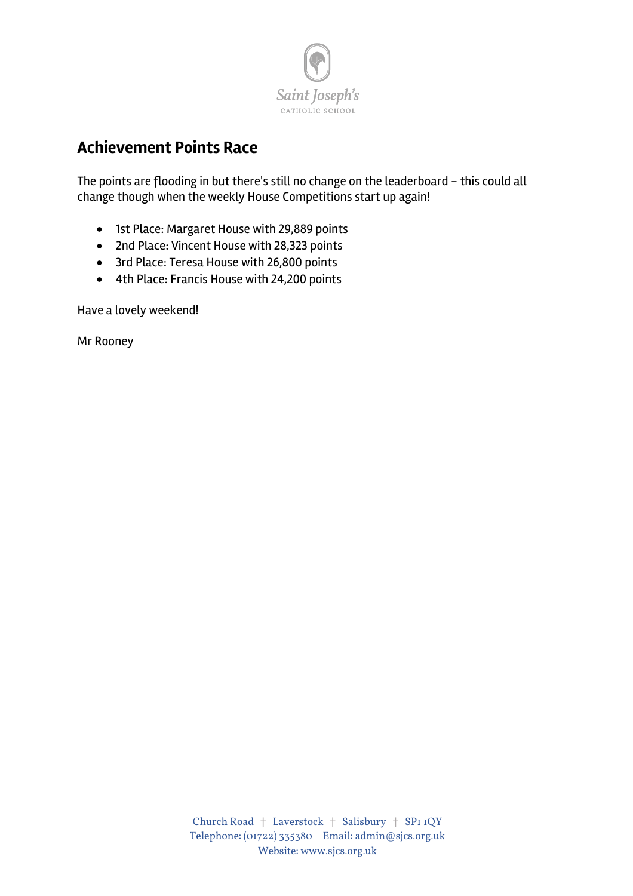## Achievement Points Race

The points are flooding in but there's still no change on the leaderboard – this could all change though when the weekly House Competitions start up again!

- 1st Place: Margaret House with 29,889 points
- 2nd Place: Vincent House with 28,323 points
- 3rd Place: Teresa House with 26,800 points
- 4th Place: Francis House with 24,200 points

Have a lovely weekend!

Mr Rooney